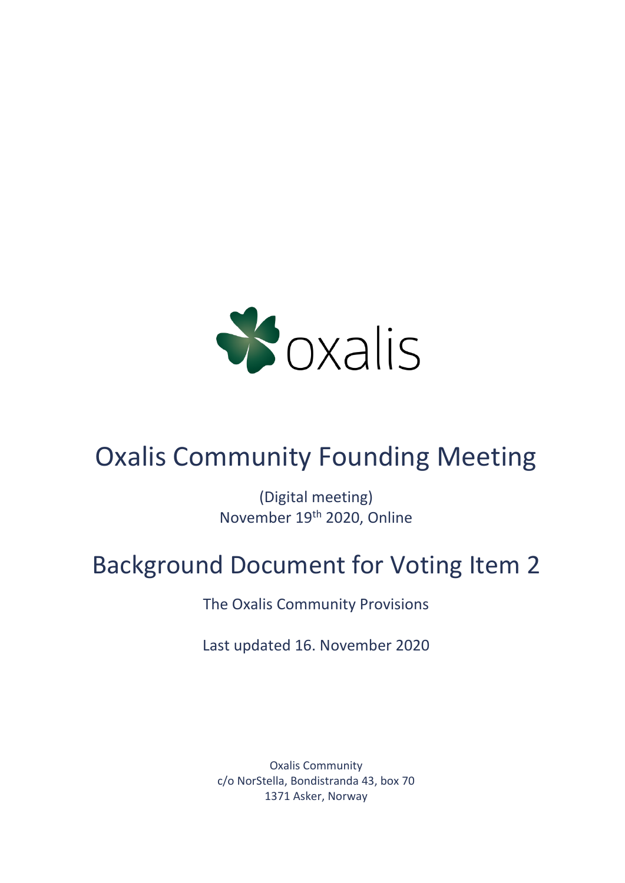oxalis

# Oxalis Community Founding Meeting

(Digital meeting)
November 19th 2020, Online

# Background Document for Voting Item 2

The Oxalis Community Provisions

Last updated 16. November 2020

Oxalis Community
c/o NorStella, Bondistranda 43, box 70
1371 Asker, Norway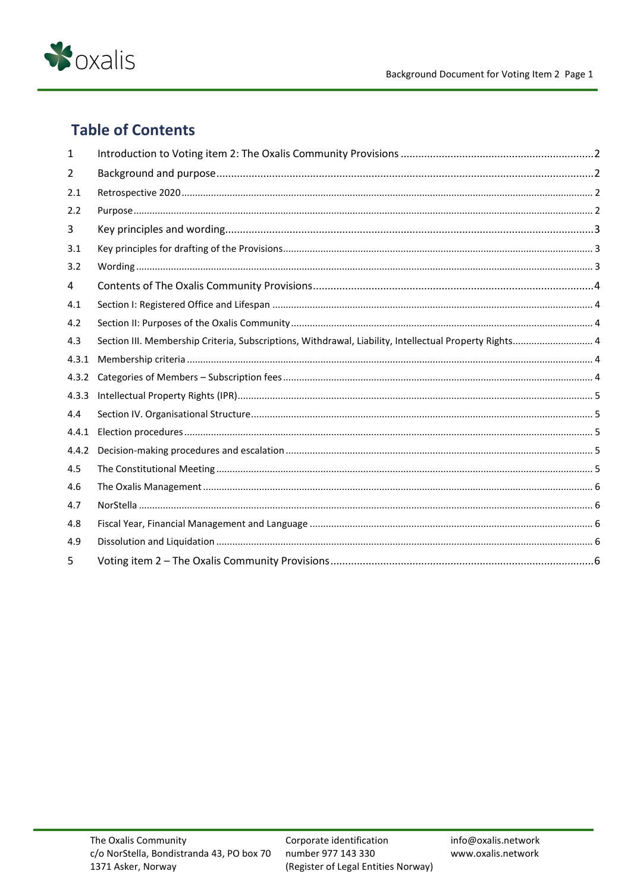## Table of Contents

| | | |
|---|---|---|
| 1 | Introduction to Voting item 2: The Oxalis Community Provisions | 2 |
| 2 | Background and purpose | 2 |
| 2.1 | Retrospective 2020 | 2 |
| 2.2 | Purpose | 2 |
| 3 | Key principles and wording | 3 |
| 3.1 | Key principles for drafting of the Provisions | 3 |
| 3.2 | Wording | 3 |
| 4 | Contents of The Oxalis Community Provisions | 4 |
| 4.1 | Section I: Registered Office and Lifespan | 4 |
| 4.2 | Section II: Purposes of the Oxalis Community | 4 |
| 4.3 | Section III. Membership Criteria, Subscriptions, Withdrawal, Liability, Intellectual Property Rights | 4 |
| 4.3.1 | Membership criteria | 4 |
| 4.3.2 | Categories of Members – Subscription fees | 4 |
| 4.3.3 | Intellectual Property Rights (IPR) | 5 |
| 4.4 | Section IV. Organisational Structure | 5 |
| 4.4.1 | Election procedures | 5 |
| 4.4.2 | Decision-making procedures and escalation | 5 |
| 4.5 | The Constitutional Meeting | 5 |
| 4.6 | The Oxalis Management | 6 |
| 4.7 | NorStella | 6 |
| 4.8 | Fiscal Year, Financial Management and Language | 6 |
| 4.9 | Dissolution and Liquidation | 6 |
| 5 | Voting item 2 – The Oxalis Community Provisions | 6 |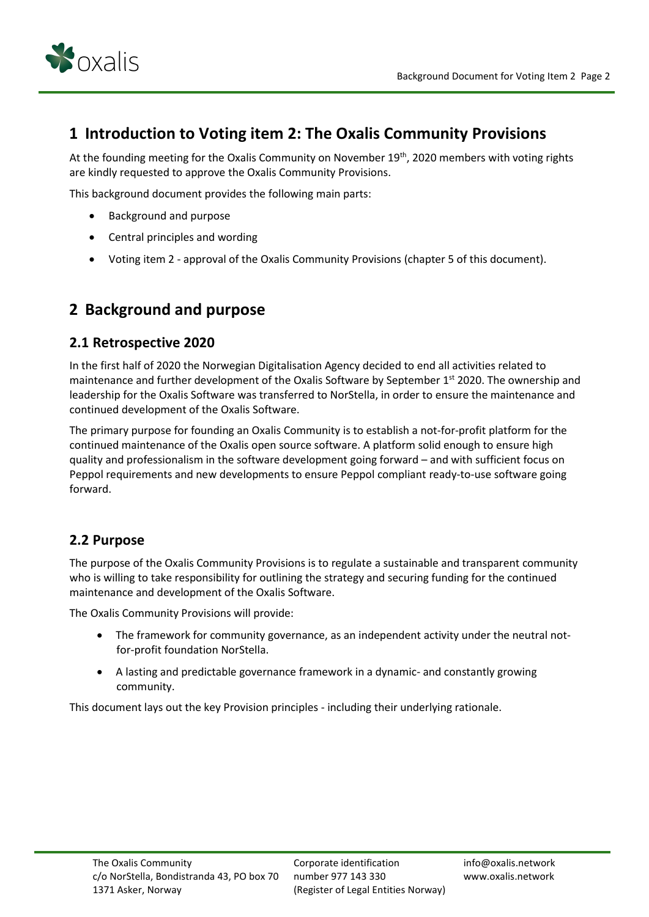# 1 Introduction to Voting item 2: The Oxalis Community Provisions

At the founding meeting for the Oxalis Community on November 19th, 2020 members with voting rights are kindly requested to approve the Oxalis Community Provisions.

This background document provides the following main parts:

- Background and purpose
- Central principles and wording
- Voting item 2 - approval of the Oxalis Community Provisions (chapter 5 of this document).

# 2 Background and purpose

## 2.1 Retrospective 2020

In the first half of 2020 the Norwegian Digitalisation Agency decided to end all activities related to maintenance and further development of the Oxalis Software by September 1st 2020. The ownership and leadership for the Oxalis Software was transferred to NorStella, in order to ensure the maintenance and continued development of the Oxalis Software.

The primary purpose for founding an Oxalis Community is to establish a not-for-profit platform for the continued maintenance of the Oxalis open source software. A platform solid enough to ensure high quality and professionalism in the software development going forward – and with sufficient focus on Peppol requirements and new developments to ensure Peppol compliant ready-to-use software going forward.

## 2.2 Purpose

The purpose of the Oxalis Community Provisions is to regulate a sustainable and transparent community who is willing to take responsibility for outlining the strategy and securing funding for the continued maintenance and development of the Oxalis Software.

The Oxalis Community Provisions will provide:

- The framework for community governance, as an independent activity under the neutral not-for-profit foundation NorStella.
- A lasting and predictable governance framework in a dynamic- and constantly growing community.

This document lays out the key Provision principles - including their underlying rationale.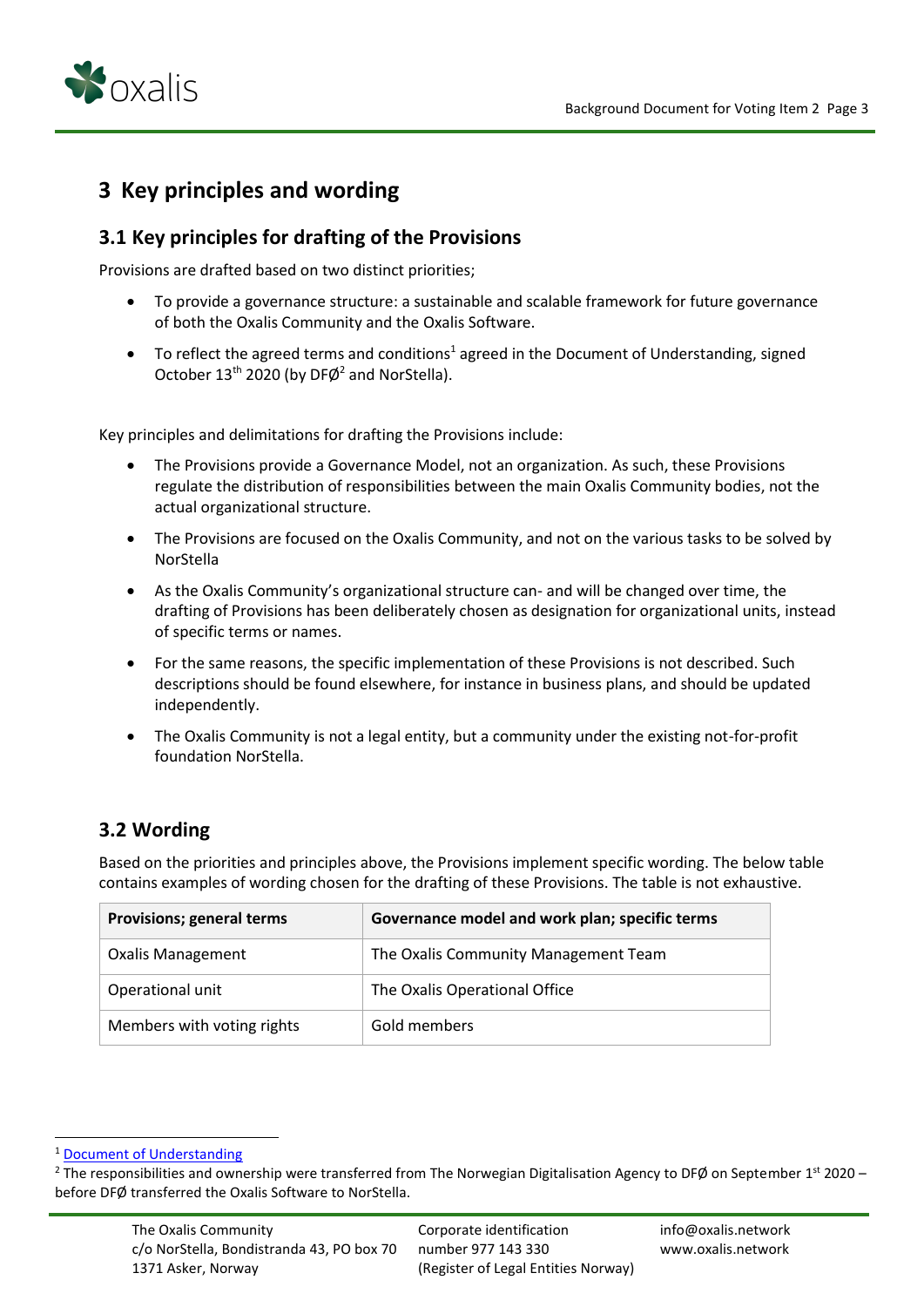# 3 Key principles and wording

## 3.1 Key principles for drafting of the Provisions

Provisions are drafted based on two distinct priorities;

- To provide a governance structure: a sustainable and scalable framework for future governance of both the Oxalis Community and the Oxalis Software.
- To reflect the agreed terms and conditions[1] agreed in the Document of Understanding, signed October 13th 2020 (by DFØ[2] and NorStella).

Key principles and delimitations for drafting the Provisions include:

- The Provisions provide a Governance Model, not an organization. As such, these Provisions regulate the distribution of responsibilities between the main Oxalis Community bodies, not the actual organizational structure.
- The Provisions are focused on the Oxalis Community, and not on the various tasks to be solved by NorStella
- As the Oxalis Community's organizational structure can- and will be changed over time, the drafting of Provisions has been deliberately chosen as designation for organizational units, instead of specific terms or names.
- For the same reasons, the specific implementation of these Provisions is not described. Such descriptions should be found elsewhere, for instance in business plans, and should be updated independently.
- The Oxalis Community is not a legal entity, but a community under the existing not-for-profit foundation NorStella.

## 3.2 Wording

Based on the priorities and principles above, the Provisions implement specific wording. The below table contains examples of wording chosen for the drafting of these Provisions. The table is not exhaustive.

| Provisions; general terms | Governance model and work plan; specific terms |
|---|---|
| Oxalis Management | The Oxalis Community Management Team |
| Operational unit | The Oxalis Operational Office |
| Members with voting rights | Gold members |

[1] Document of Understanding

[2] The responsibilities and ownership were transferred from The Norwegian Digitalisation Agency to DFØ on September 1st 2020 – before DFØ transferred the Oxalis Software to NorStella.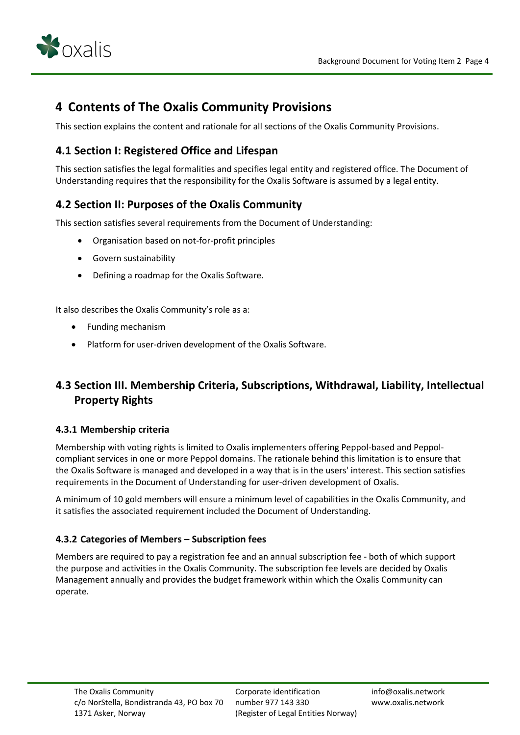# 4 Contents of The Oxalis Community Provisions

This section explains the content and rationale for all sections of the Oxalis Community Provisions.

## 4.1 Section I: Registered Office and Lifespan

This section satisfies the legal formalities and specifies legal entity and registered office. The Document of Understanding requires that the responsibility for the Oxalis Software is assumed by a legal entity.

## 4.2 Section II: Purposes of the Oxalis Community

This section satisfies several requirements from the Document of Understanding:

- Organisation based on not-for-profit principles
- Govern sustainability
- Defining a roadmap for the Oxalis Software.

It also describes the Oxalis Community's role as a:

- Funding mechanism
- Platform for user-driven development of the Oxalis Software.

## 4.3 Section III. Membership Criteria, Subscriptions, Withdrawal, Liability, Intellectual Property Rights

### 4.3.1 Membership criteria

Membership with voting rights is limited to Oxalis implementers offering Peppol-based and Peppol-compliant services in one or more Peppol domains. The rationale behind this limitation is to ensure that the Oxalis Software is managed and developed in a way that is in the users' interest. This section satisfies requirements in the Document of Understanding for user-driven development of Oxalis.

A minimum of 10 gold members will ensure a minimum level of capabilities in the Oxalis Community, and it satisfies the associated requirement included the Document of Understanding.

### 4.3.2 Categories of Members – Subscription fees

Members are required to pay a registration fee and an annual subscription fee - both of which support the purpose and activities in the Oxalis Community. The subscription fee levels are decided by Oxalis Management annually and provides the budget framework within which the Oxalis Community can operate.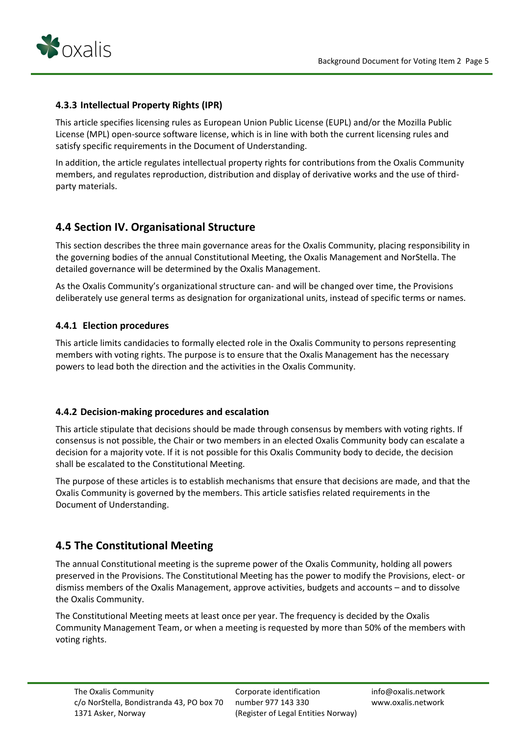### 4.3.3 Intellectual Property Rights (IPR)

This article specifies licensing rules as European Union Public License (EUPL) and/or the Mozilla Public License (MPL) open-source software license, which is in line with both the current licensing rules and satisfy specific requirements in the Document of Understanding.

In addition, the article regulates intellectual property rights for contributions from the Oxalis Community members, and regulates reproduction, distribution and display of derivative works and the use of third-party materials.

## 4.4 Section IV. Organisational Structure

This section describes the three main governance areas for the Oxalis Community, placing responsibility in the governing bodies of the annual Constitutional Meeting, the Oxalis Management and NorStella. The detailed governance will be determined by the Oxalis Management.

As the Oxalis Community's organizational structure can- and will be changed over time, the Provisions deliberately use general terms as designation for organizational units, instead of specific terms or names.

### 4.4.1 Election procedures

This article limits candidacies to formally elected role in the Oxalis Community to persons representing members with voting rights. The purpose is to ensure that the Oxalis Management has the necessary powers to lead both the direction and the activities in the Oxalis Community.

### 4.4.2 Decision-making procedures and escalation

This article stipulate that decisions should be made through consensus by members with voting rights. If consensus is not possible, the Chair or two members in an elected Oxalis Community body can escalate a decision for a majority vote. If it is not possible for this Oxalis Community body to decide, the decision shall be escalated to the Constitutional Meeting.

The purpose of these articles is to establish mechanisms that ensure that decisions are made, and that the Oxalis Community is governed by the members. This article satisfies related requirements in the Document of Understanding.

## 4.5 The Constitutional Meeting

The annual Constitutional meeting is the supreme power of the Oxalis Community, holding all powers preserved in the Provisions. The Constitutional Meeting has the power to modify the Provisions, elect- or dismiss members of the Oxalis Management, approve activities, budgets and accounts – and to dissolve the Oxalis Community.

The Constitutional Meeting meets at least once per year. The frequency is decided by the Oxalis Community Management Team, or when a meeting is requested by more than 50% of the members with voting rights.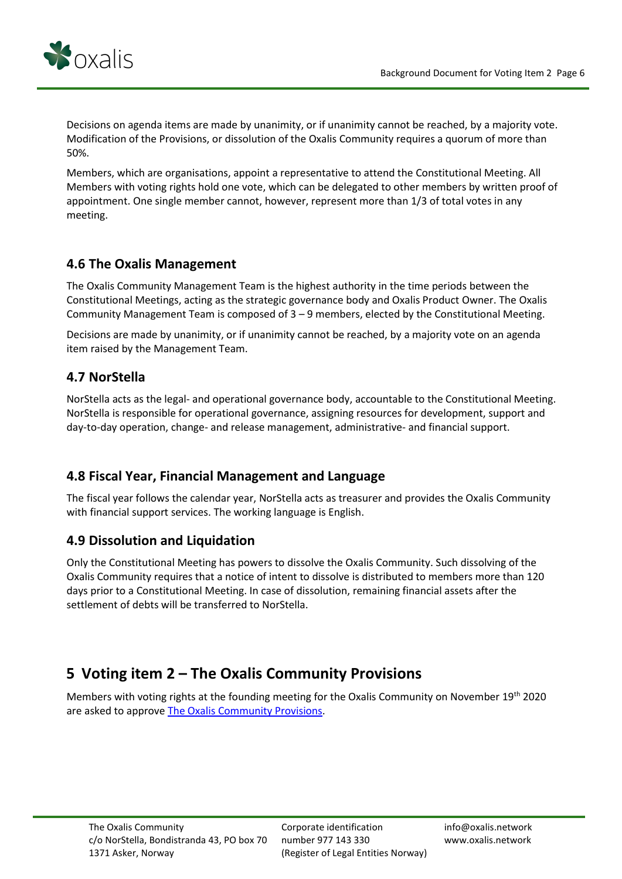Decisions on agenda items are made by unanimity, or if unanimity cannot be reached, by a majority vote. Modification of the Provisions, or dissolution of the Oxalis Community requires a quorum of more than 50%.

Members, which are organisations, appoint a representative to attend the Constitutional Meeting. All Members with voting rights hold one vote, which can be delegated to other members by written proof of appointment. One single member cannot, however, represent more than 1/3 of total votes in any meeting.

## 4.6 The Oxalis Management

The Oxalis Community Management Team is the highest authority in the time periods between the Constitutional Meetings, acting as the strategic governance body and Oxalis Product Owner. The Oxalis Community Management Team is composed of 3 – 9 members, elected by the Constitutional Meeting.

Decisions are made by unanimity, or if unanimity cannot be reached, by a majority vote on an agenda item raised by the Management Team.

## 4.7 NorStella

NorStella acts as the legal- and operational governance body, accountable to the Constitutional Meeting. NorStella is responsible for operational governance, assigning resources for development, support and day-to-day operation, change- and release management, administrative- and financial support.

## 4.8 Fiscal Year, Financial Management and Language

The fiscal year follows the calendar year, NorStella acts as treasurer and provides the Oxalis Community with financial support services. The working language is English.

## 4.9 Dissolution and Liquidation

Only the Constitutional Meeting has powers to dissolve the Oxalis Community. Such dissolving of the Oxalis Community requires that a notice of intent to dissolve is distributed to members more than 120 days prior to a Constitutional Meeting. In case of dissolution, remaining financial assets after the settlement of debts will be transferred to NorStella.

# 5 Voting item 2 – The Oxalis Community Provisions

Members with voting rights at the founding meeting for the Oxalis Community on November 19th 2020 are asked to approve The Oxalis Community Provisions.

The Oxalis Community
c/o NorStella, Bondistranda 43, PO box 70
1371 Asker, Norway

Corporate identification number 977 143 330
(Register of Legal Entities Norway)

info@oxalis.network
www.oxalis.network